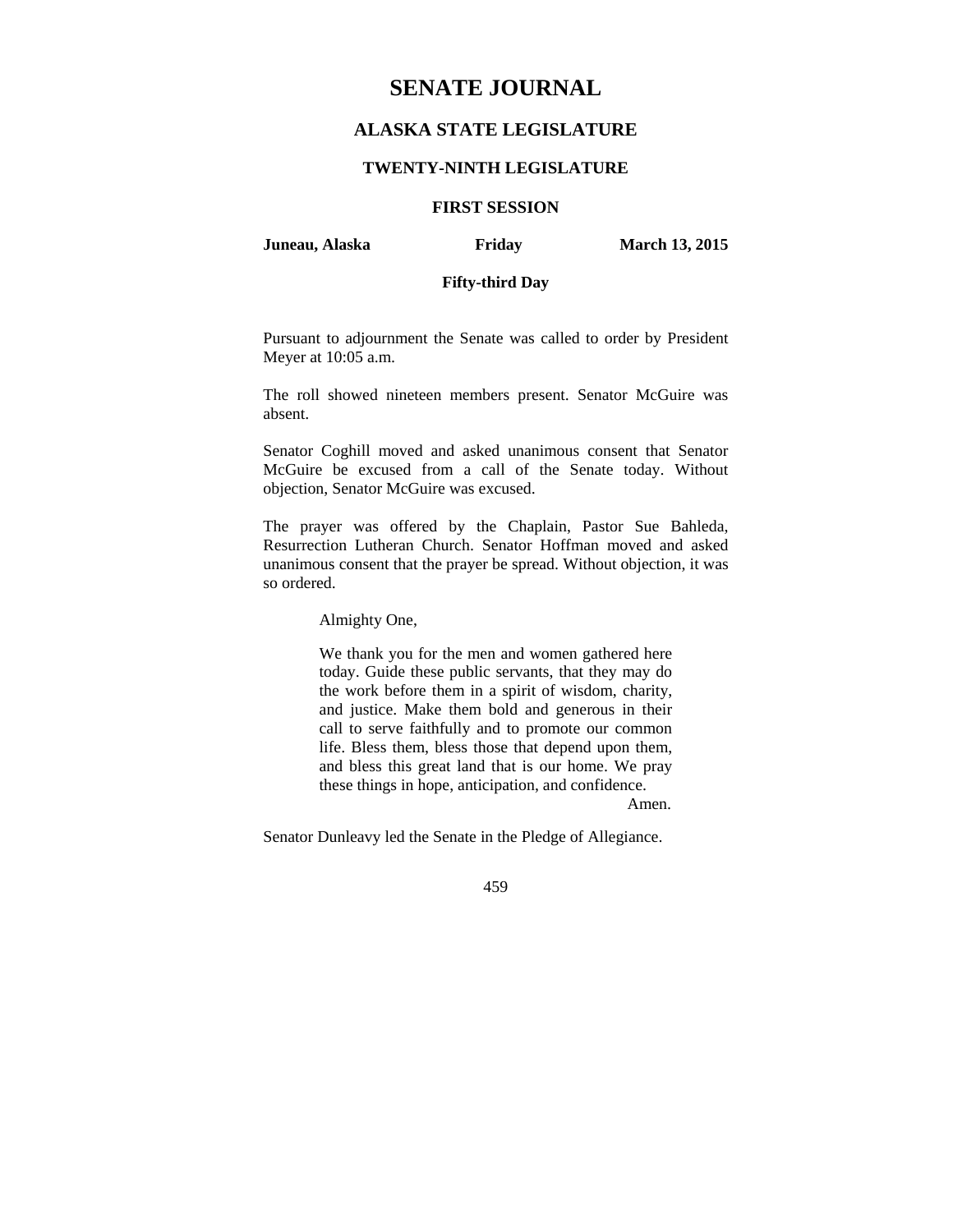# SENATE JOURNAL

## ALASKA STATE LEGISLATURE

### TWENTY-NINTH LEGISLATURE

### FIRST SESSION

**Juneau, Alaska** **Friday** **March 13, 2015**

**Fifty-third Day**

Pursuant to adjournment the Senate was called to order by President Meyer at 10:05 a.m.

The roll showed nineteen members present. Senator McGuire was absent.

Senator Coghill moved and asked unanimous consent that Senator McGuire be excused from a call of the Senate today. Without objection, Senator McGuire was excused.

The prayer was offered by the Chaplain, Pastor Sue Bahleda, Resurrection Lutheran Church. Senator Hoffman moved and asked unanimous consent that the prayer be spread. Without objection, it was so ordered.

> Almighty One,
>
> We thank you for the men and women gathered here today. Guide these public servants, that they may do the work before them in a spirit of wisdom, charity, and justice. Make them bold and generous in their call to serve faithfully and to promote our common life. Bless them, bless those that depend upon them, and bless this great land that is our home. We pray these things in hope, anticipation, and confidence.
>
> Amen.

Senator Dunleavy led the Senate in the Pledge of Allegiance.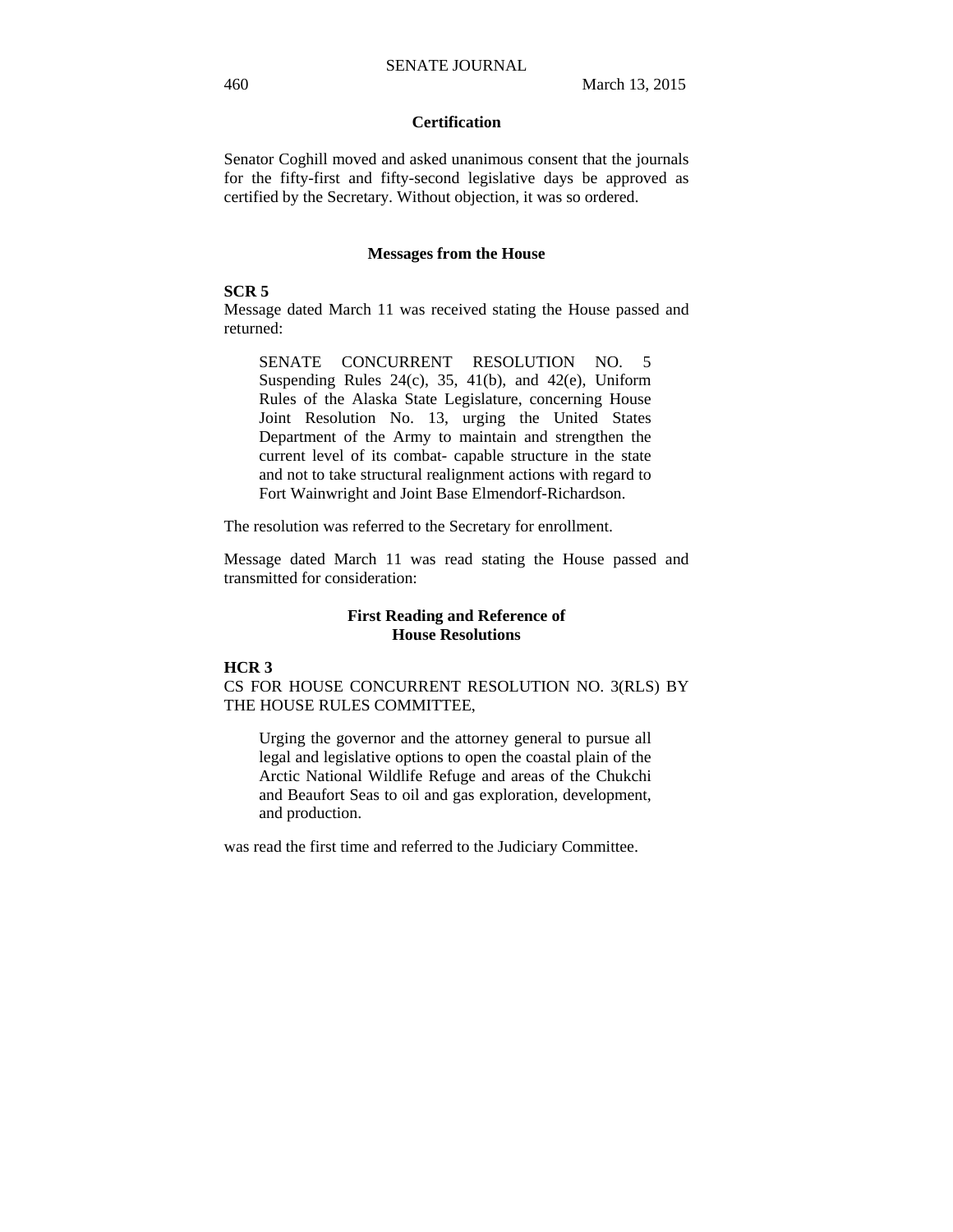**Certification**

Senator Coghill moved and asked unanimous consent that the journals for the fifty-first and fifty-second legislative days be approved as certified by the Secretary. Without objection, it was so ordered.

**Messages from the House**

**SCR 5**
Message dated March 11 was received stating the House passed and returned:

> SENATE CONCURRENT RESOLUTION NO. 5 Suspending Rules 24(c), 35, 41(b), and 42(e), Uniform Rules of the Alaska State Legislature, concerning House Joint Resolution No. 13, urging the United States Department of the Army to maintain and strengthen the current level of its combat- capable structure in the state and not to take structural realignment actions with regard to Fort Wainwright and Joint Base Elmendorf-Richardson.

The resolution was referred to the Secretary for enrollment.

Message dated March 11 was read stating the House passed and transmitted for consideration:

**First Reading and Reference of House Resolutions**

**HCR 3**
CS FOR HOUSE CONCURRENT RESOLUTION NO. 3(RLS) BY THE HOUSE RULES COMMITTEE,

> Urging the governor and the attorney general to pursue all legal and legislative options to open the coastal plain of the Arctic National Wildlife Refuge and areas of the Chukchi and Beaufort Seas to oil and gas exploration, development, and production.

was read the first time and referred to the Judiciary Committee.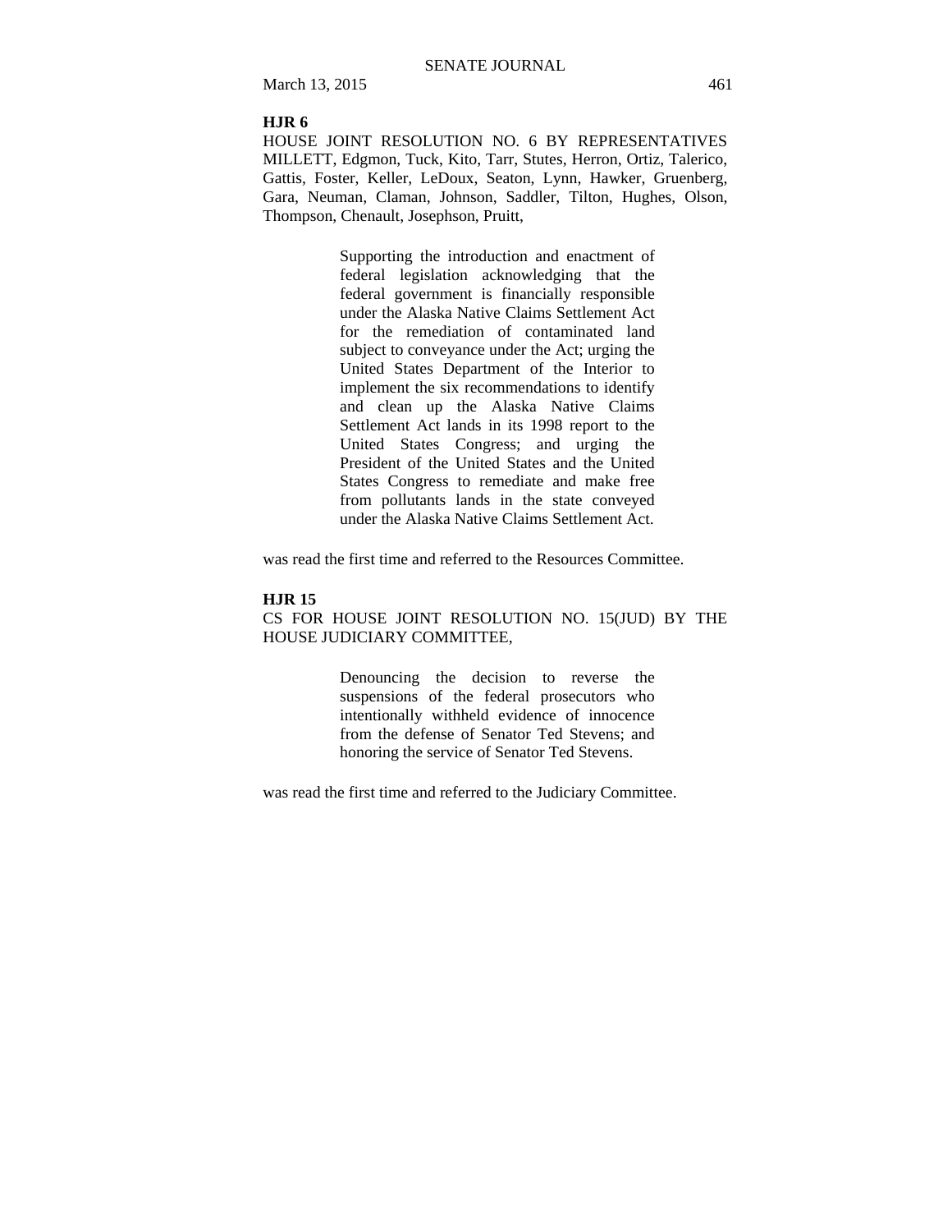**HJR 6**

HOUSE JOINT RESOLUTION NO. 6 BY REPRESENTATIVES MILLETT, Edgmon, Tuck, Kito, Tarr, Stutes, Herron, Ortiz, Talerico, Gattis, Foster, Keller, LeDoux, Seaton, Lynn, Hawker, Gruenberg, Gara, Neuman, Claman, Johnson, Saddler, Tilton, Hughes, Olson, Thompson, Chenault, Josephson, Pruitt,

> Supporting the introduction and enactment of federal legislation acknowledging that the federal government is financially responsible under the Alaska Native Claims Settlement Act for the remediation of contaminated land subject to conveyance under the Act; urging the United States Department of the Interior to implement the six recommendations to identify and clean up the Alaska Native Claims Settlement Act lands in its 1998 report to the United States Congress; and urging the President of the United States and the United States Congress to remediate and make free from pollutants lands in the state conveyed under the Alaska Native Claims Settlement Act.

was read the first time and referred to the Resources Committee.

**HJR 15**

CS FOR HOUSE JOINT RESOLUTION NO. 15(JUD) BY THE HOUSE JUDICIARY COMMITTEE,

> Denouncing the decision to reverse the suspensions of the federal prosecutors who intentionally withheld evidence of innocence from the defense of Senator Ted Stevens; and honoring the service of Senator Ted Stevens.

was read the first time and referred to the Judiciary Committee.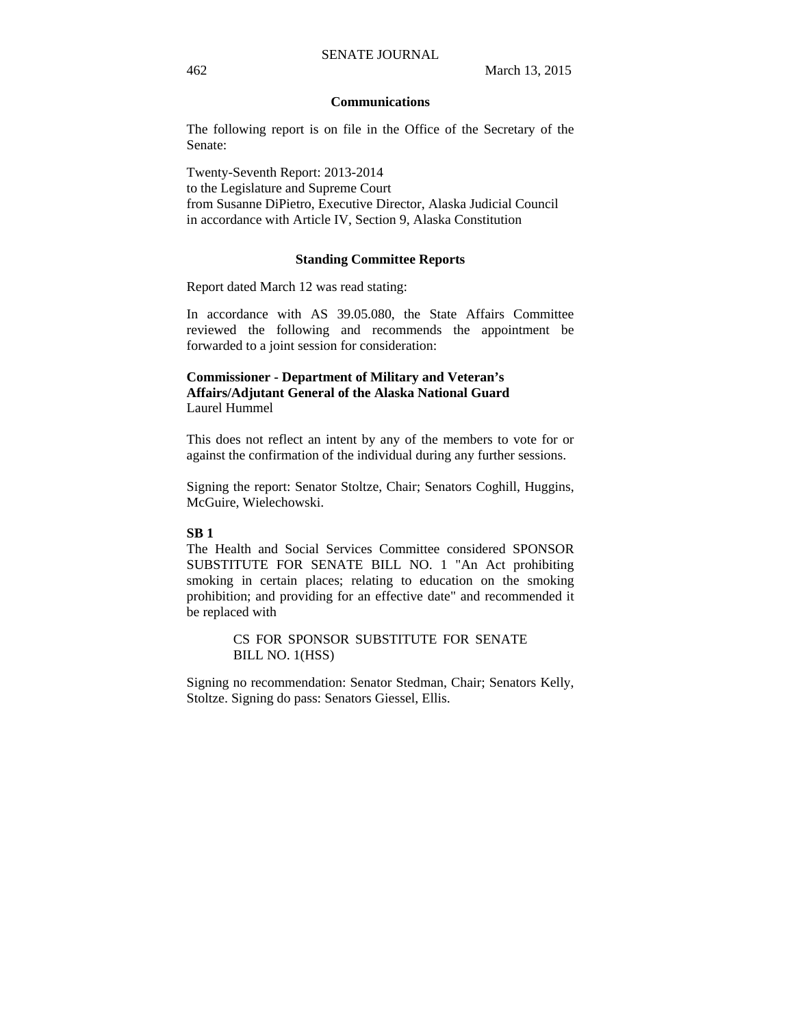## Communications

The following report is on file in the Office of the Secretary of the Senate:

Twenty-Seventh Report: 2013-2014
to the Legislature and Supreme Court
from Susanne DiPietro, Executive Director, Alaska Judicial Council
in accordance with Article IV, Section 9, Alaska Constitution

## Standing Committee Reports

Report dated March 12 was read stating:

In accordance with AS 39.05.080, the State Affairs Committee reviewed the following and recommends the appointment be forwarded to a joint session for consideration:

**Commissioner - Department of Military and Veteran's Affairs/Adjutant General of the Alaska National Guard**
Laurel Hummel

This does not reflect an intent by any of the members to vote for or against the confirmation of the individual during any further sessions.

Signing the report: Senator Stoltze, Chair; Senators Coghill, Huggins, McGuire, Wielechowski.

**SB 1**
The Health and Social Services Committee considered SPONSOR SUBSTITUTE FOR SENATE BILL NO. 1 "An Act prohibiting smoking in certain places; relating to education on the smoking prohibition; and providing for an effective date" and recommended it be replaced with

> CS FOR SPONSOR SUBSTITUTE FOR SENATE BILL NO. 1(HSS)

Signing no recommendation: Senator Stedman, Chair; Senators Kelly, Stoltze. Signing do pass: Senators Giessel, Ellis.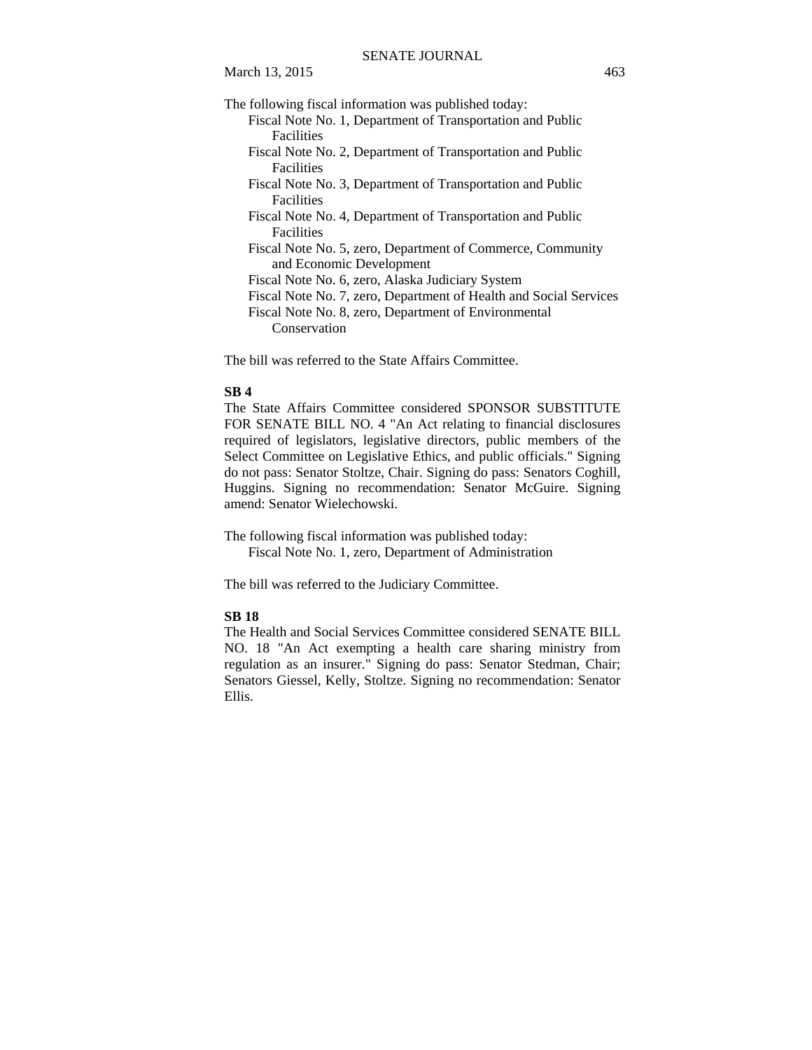The following fiscal information was published today:

- Fiscal Note No. 1, Department of Transportation and Public Facilities
- Fiscal Note No. 2, Department of Transportation and Public Facilities
- Fiscal Note No. 3, Department of Transportation and Public Facilities
- Fiscal Note No. 4, Department of Transportation and Public Facilities
- Fiscal Note No. 5, zero, Department of Commerce, Community and Economic Development
- Fiscal Note No. 6, zero, Alaska Judiciary System
- Fiscal Note No. 7, zero, Department of Health and Social Services
- Fiscal Note No. 8, zero, Department of Environmental Conservation

The bill was referred to the State Affairs Committee.

**SB 4**

The State Affairs Committee considered SPONSOR SUBSTITUTE FOR SENATE BILL NO. 4 "An Act relating to financial disclosures required of legislators, legislative directors, public members of the Select Committee on Legislative Ethics, and public officials." Signing do not pass: Senator Stoltze, Chair. Signing do pass: Senators Coghill, Huggins. Signing no recommendation: Senator McGuire. Signing amend: Senator Wielechowski.

The following fiscal information was published today:

- Fiscal Note No. 1, zero, Department of Administration

The bill was referred to the Judiciary Committee.

**SB 18**

The Health and Social Services Committee considered SENATE BILL NO. 18 "An Act exempting a health care sharing ministry from regulation as an insurer." Signing do pass: Senator Stedman, Chair; Senators Giessel, Kelly, Stoltze. Signing no recommendation: Senator Ellis.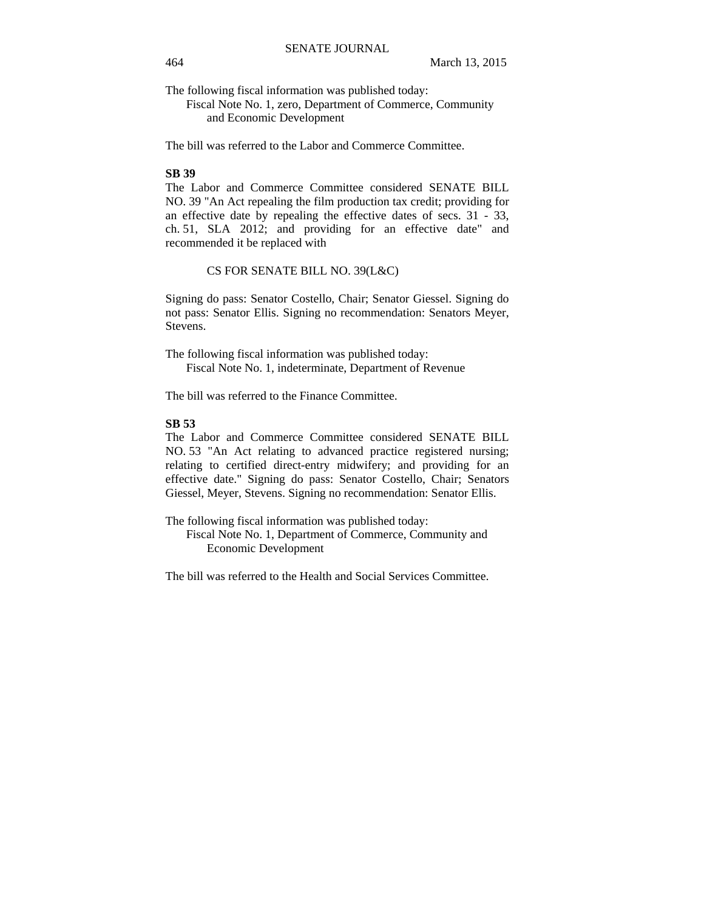The following fiscal information was published today:

Fiscal Note No. 1, zero, Department of Commerce, Community and Economic Development

The bill was referred to the Labor and Commerce Committee.

**SB 39**

The Labor and Commerce Committee considered SENATE BILL NO. 39 "An Act repealing the film production tax credit; providing for an effective date by repealing the effective dates of secs. 31 - 33, ch. 51, SLA 2012; and providing for an effective date" and recommended it be replaced with

CS FOR SENATE BILL NO. 39(L&C)

Signing do pass: Senator Costello, Chair; Senator Giessel. Signing do not pass: Senator Ellis. Signing no recommendation: Senators Meyer, Stevens.

The following fiscal information was published today:

Fiscal Note No. 1, indeterminate, Department of Revenue

The bill was referred to the Finance Committee.

**SB 53**

The Labor and Commerce Committee considered SENATE BILL NO. 53 "An Act relating to advanced practice registered nursing; relating to certified direct-entry midwifery; and providing for an effective date." Signing do pass: Senator Costello, Chair; Senators Giessel, Meyer, Stevens. Signing no recommendation: Senator Ellis.

The following fiscal information was published today:

Fiscal Note No. 1, Department of Commerce, Community and Economic Development

The bill was referred to the Health and Social Services Committee.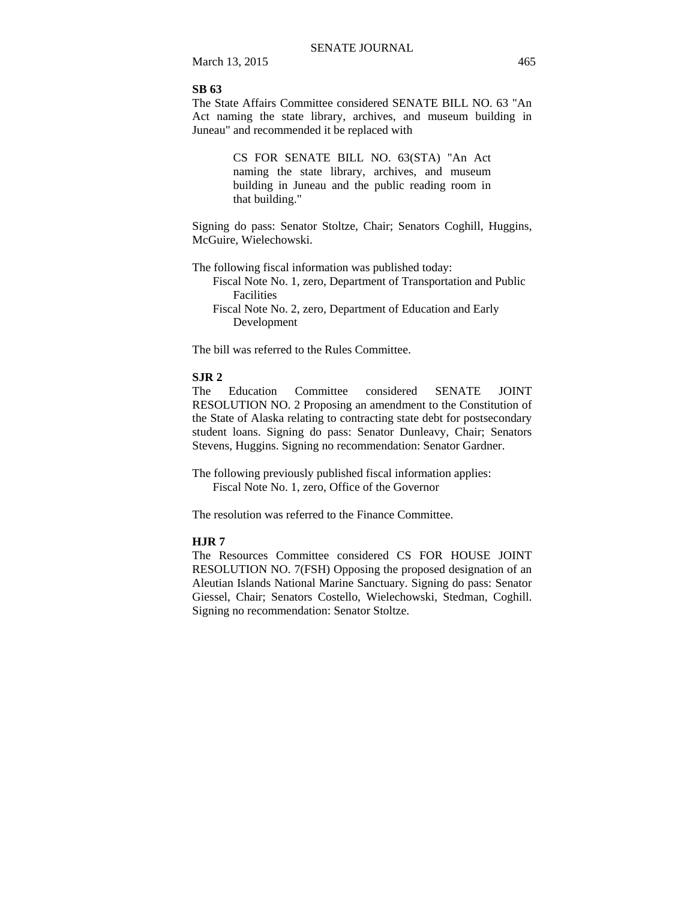**SB 63**

The State Affairs Committee considered SENATE BILL NO. 63 "An Act naming the state library, archives, and museum building in Juneau" and recommended it be replaced with

> CS FOR SENATE BILL NO. 63(STA) "An Act naming the state library, archives, and museum building in Juneau and the public reading room in that building."

Signing do pass: Senator Stoltze, Chair; Senators Coghill, Huggins, McGuire, Wielechowski.

The following fiscal information was published today:

- Fiscal Note No. 1, zero, Department of Transportation and Public Facilities
- Fiscal Note No. 2, zero, Department of Education and Early Development

The bill was referred to the Rules Committee.

**SJR 2**

The Education Committee considered SENATE JOINT RESOLUTION NO. 2 Proposing an amendment to the Constitution of the State of Alaska relating to contracting state debt for postsecondary student loans. Signing do pass: Senator Dunleavy, Chair; Senators Stevens, Huggins. Signing no recommendation: Senator Gardner.

The following previously published fiscal information applies:

- Fiscal Note No. 1, zero, Office of the Governor

The resolution was referred to the Finance Committee.

**HJR 7**

The Resources Committee considered CS FOR HOUSE JOINT RESOLUTION NO. 7(FSH) Opposing the proposed designation of an Aleutian Islands National Marine Sanctuary. Signing do pass: Senator Giessel, Chair; Senators Costello, Wielechowski, Stedman, Coghill. Signing no recommendation: Senator Stoltze.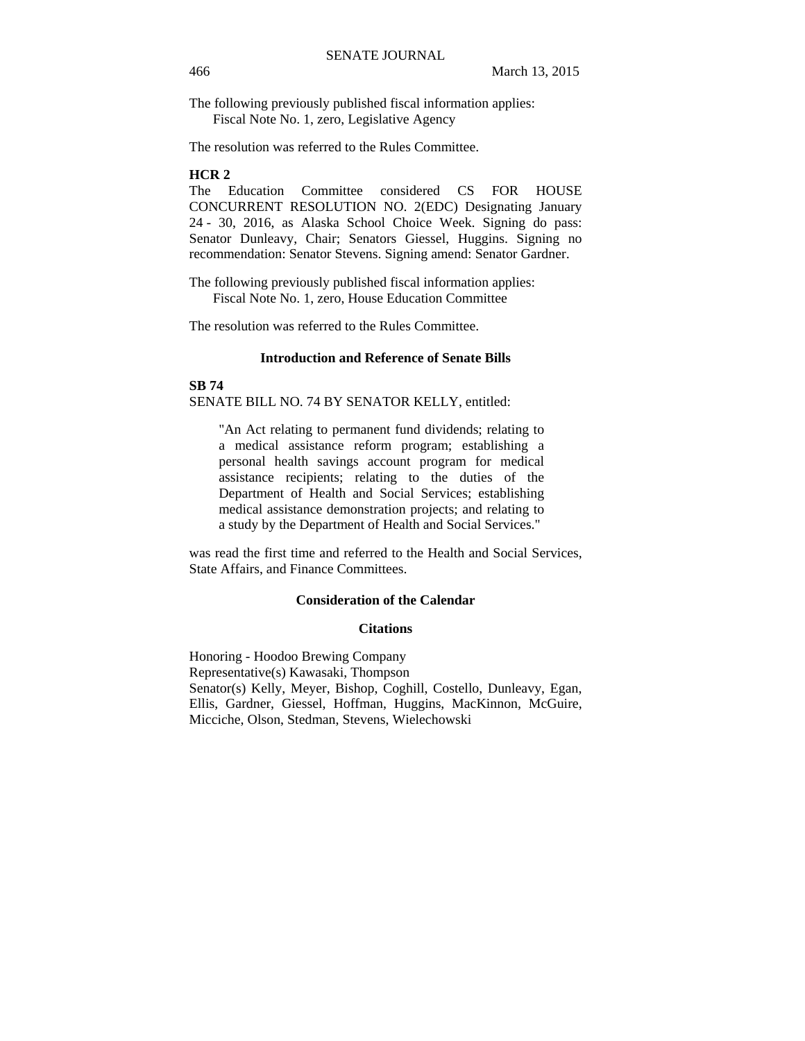The following previously published fiscal information applies:
Fiscal Note No. 1, zero, Legislative Agency

The resolution was referred to the Rules Committee.

**HCR 2**

The Education Committee considered CS FOR HOUSE CONCURRENT RESOLUTION NO. 2(EDC) Designating January 24 - 30, 2016, as Alaska School Choice Week. Signing do pass: Senator Dunleavy, Chair; Senators Giessel, Huggins. Signing no recommendation: Senator Stevens. Signing amend: Senator Gardner.

The following previously published fiscal information applies:
Fiscal Note No. 1, zero, House Education Committee

The resolution was referred to the Rules Committee.

## Introduction and Reference of Senate Bills

**SB 74**

SENATE BILL NO. 74 BY SENATOR KELLY, entitled:

> "An Act relating to permanent fund dividends; relating to a medical assistance reform program; establishing a personal health savings account program for medical assistance recipients; relating to the duties of the Department of Health and Social Services; establishing medical assistance demonstration projects; and relating to a study by the Department of Health and Social Services."

was read the first time and referred to the Health and Social Services, State Affairs, and Finance Committees.

## Consideration of the Calendar

### Citations

Honoring - Hoodoo Brewing Company
Representative(s) Kawasaki, Thompson
Senator(s) Kelly, Meyer, Bishop, Coghill, Costello, Dunleavy, Egan, Ellis, Gardner, Giessel, Hoffman, Huggins, MacKinnon, McGuire, Micciche, Olson, Stedman, Stevens, Wielechowski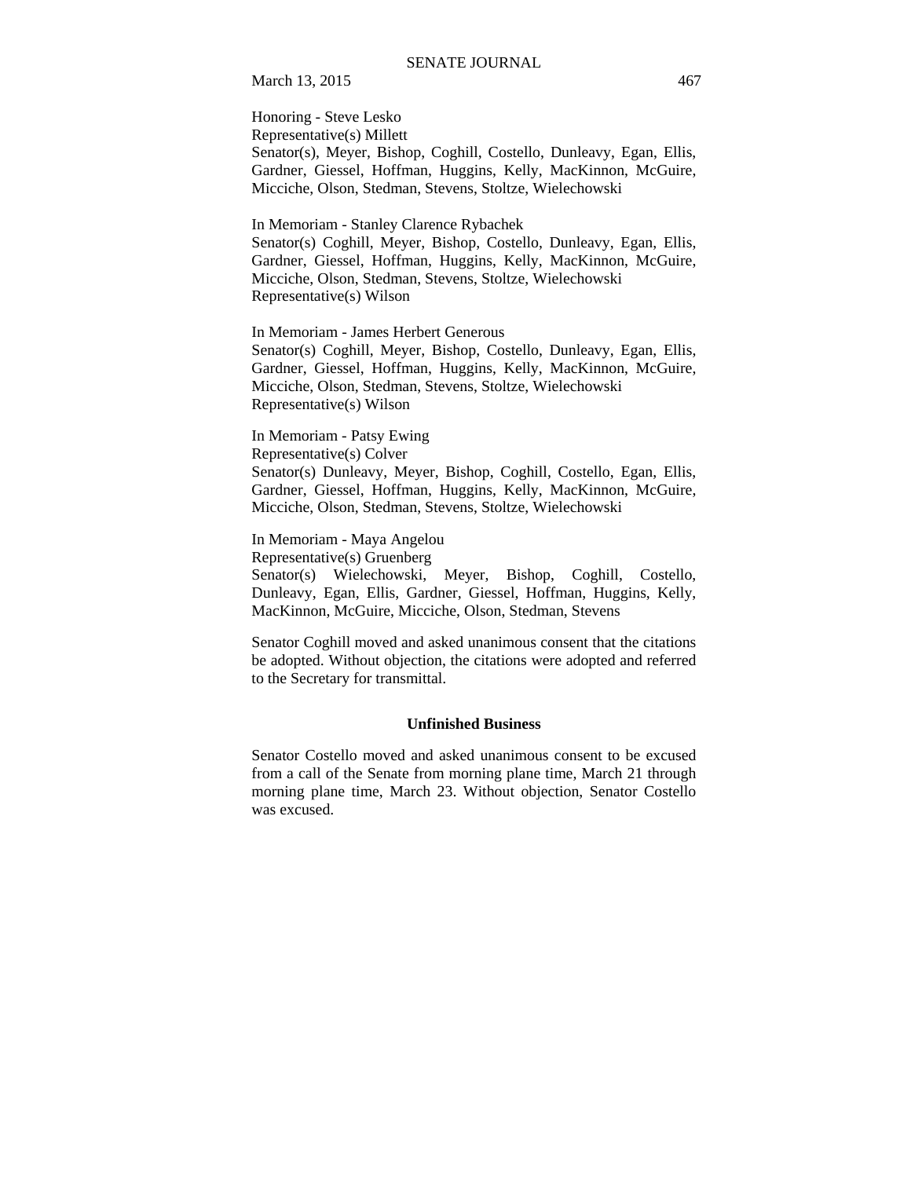Honoring - Steve Lesko
Representative(s) Millett
Senator(s), Meyer, Bishop, Coghill, Costello, Dunleavy, Egan, Ellis, Gardner, Giessel, Hoffman, Huggins, Kelly, MacKinnon, McGuire, Micciche, Olson, Stedman, Stevens, Stoltze, Wielechowski

In Memoriam - Stanley Clarence Rybachek
Senator(s) Coghill, Meyer, Bishop, Costello, Dunleavy, Egan, Ellis, Gardner, Giessel, Hoffman, Huggins, Kelly, MacKinnon, McGuire, Micciche, Olson, Stedman, Stevens, Stoltze, Wielechowski
Representative(s) Wilson

In Memoriam - James Herbert Generous
Senator(s) Coghill, Meyer, Bishop, Costello, Dunleavy, Egan, Ellis, Gardner, Giessel, Hoffman, Huggins, Kelly, MacKinnon, McGuire, Micciche, Olson, Stedman, Stevens, Stoltze, Wielechowski
Representative(s) Wilson

In Memoriam - Patsy Ewing
Representative(s) Colver
Senator(s) Dunleavy, Meyer, Bishop, Coghill, Costello, Egan, Ellis, Gardner, Giessel, Hoffman, Huggins, Kelly, MacKinnon, McGuire, Micciche, Olson, Stedman, Stevens, Stoltze, Wielechowski

In Memoriam - Maya Angelou
Representative(s) Gruenberg
Senator(s) Wielechowski, Meyer, Bishop, Coghill, Costello, Dunleavy, Egan, Ellis, Gardner, Giessel, Hoffman, Huggins, Kelly, MacKinnon, McGuire, Micciche, Olson, Stedman, Stevens

Senator Coghill moved and asked unanimous consent that the citations be adopted. Without objection, the citations were adopted and referred to the Secretary for transmittal.

**Unfinished Business**

Senator Costello moved and asked unanimous consent to be excused from a call of the Senate from morning plane time, March 21 through morning plane time, March 23. Without objection, Senator Costello was excused.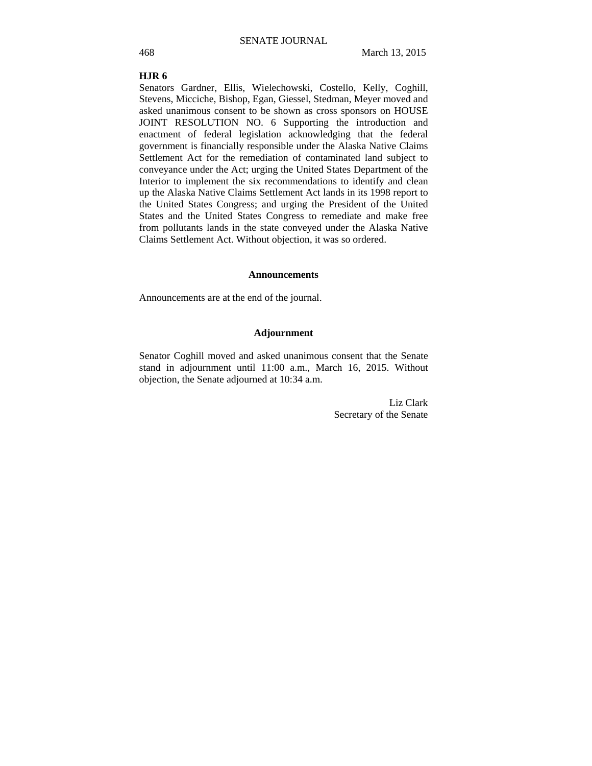**HJR 6**

Senators Gardner, Ellis, Wielechowski, Costello, Kelly, Coghill, Stevens, Micciche, Bishop, Egan, Giessel, Stedman, Meyer moved and asked unanimous consent to be shown as cross sponsors on HOUSE JOINT RESOLUTION NO. 6 Supporting the introduction and enactment of federal legislation acknowledging that the federal government is financially responsible under the Alaska Native Claims Settlement Act for the remediation of contaminated land subject to conveyance under the Act; urging the United States Department of the Interior to implement the six recommendations to identify and clean up the Alaska Native Claims Settlement Act lands in its 1998 report to the United States Congress; and urging the President of the United States and the United States Congress to remediate and make free from pollutants lands in the state conveyed under the Alaska Native Claims Settlement Act. Without objection, it was so ordered.

## Announcements

Announcements are at the end of the journal.

## Adjournment

Senator Coghill moved and asked unanimous consent that the Senate stand in adjournment until 11:00 a.m., March 16, 2015. Without objection, the Senate adjourned at 10:34 a.m.

Liz Clark
Secretary of the Senate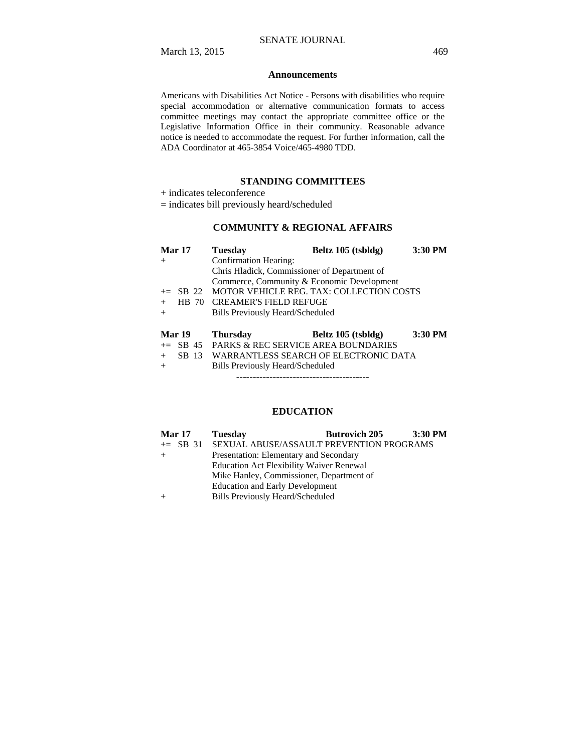### Announcements

Americans with Disabilities Act Notice - Persons with disabilities who require special accommodation or alternative communication formats to access committee meetings may contact the appropriate committee office or the Legislative Information Office in their community. Reasonable advance notice is needed to accommodate the request. For further information, call the ADA Coordinator at 465-3854 Voice/465-4980 TDD.

## STANDING COMMITTEES

+ indicates teleconference

= indicates bill previously heard/scheduled

### COMMUNITY & REGIONAL AFFAIRS

| **Mar 17** | **Tuesday** | **Beltz 105 (tsbldg)** | **3:30 PM** |
|---|---|---|---|
| + | Confirmation Hearing: | | |
| | Chris Hladick, Commissioner of Department of | | |
| | Commerce, Community & Economic Development | | |
| += SB 22 | MOTOR VEHICLE REG. TAX: COLLECTION COSTS | | |
| + HB 70 | CREAMER'S FIELD REFUGE | | |
| + | Bills Previously Heard/Scheduled | | |

| **Mar 19** | **Thursday** | **Beltz 105 (tsbldg)** | **3:30 PM** |
|---|---|---|---|
| += SB 45 | PARKS & REC SERVICE AREA BOUNDARIES | | |
| + SB 13 | WARRANTLESS SEARCH OF ELECTRONIC DATA | | |
| + | Bills Previously Heard/Scheduled | | |

----------------------------------------

### EDUCATION

| **Mar 17** | **Tuesday** | **Butrovich 205** | **3:30 PM** |
|---|---|---|---|
| += SB 31 | SEXUAL ABUSE/ASSAULT PREVENTION PROGRAMS | | |
| + | Presentation: Elementary and Secondary | | |
| | Education Act Flexibility Waiver Renewal | | |
| | Mike Hanley, Commissioner, Department of | | |
| | Education and Early Development | | |
| + | Bills Previously Heard/Scheduled | | |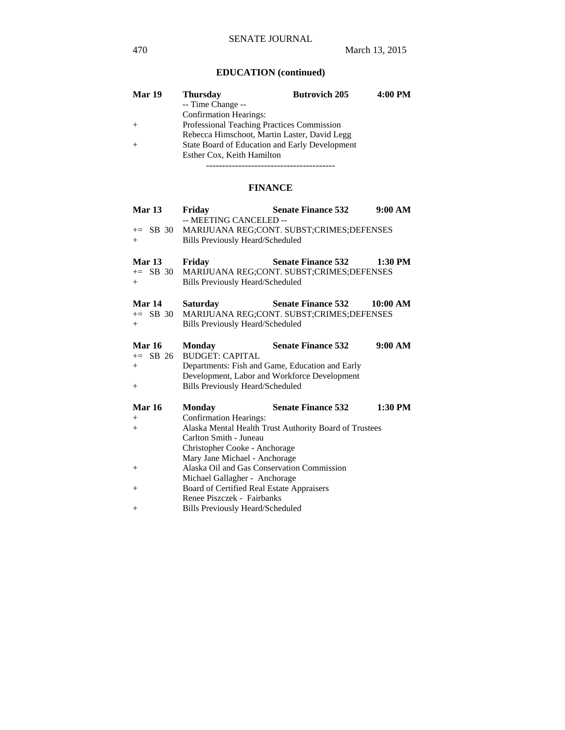## EDUCATION (continued)

| | | | |
|---|---|---|---|
| **Mar 19** | **Thursday** | **Butrovich 205** | **4:00 PM** |
| | -- Time Change -- | | |
| | Confirmation Hearings: | | |
| + | Professional Teaching Practices Commission | | |
| | Rebecca Himschoot, Martin Laster, David Legg | | |
| + | State Board of Education and Early Development | | |
| | Esther Cox, Keith Hamilton | | |

----------------------------------------

## FINANCE

| | | | |
|---|---|---|---|
| **Mar 13** | **Friday** | **Senate Finance 532** | **9:00 AM** |
| | -- MEETING CANCELED -- | | |
| += SB 30 | MARIJUANA REG;CONT. SUBST;CRIMES;DEFENSES | | |
| + | Bills Previously Heard/Scheduled | | |

| | | | |
|---|---|---|---|
| **Mar 13** | **Friday** | **Senate Finance 532** | **1:30 PM** |
| += SB 30 | MARIJUANA REG;CONT. SUBST;CRIMES;DEFENSES | | |
| + | Bills Previously Heard/Scheduled | | |

| | | | |
|---|---|---|---|
| **Mar 14** | **Saturday** | **Senate Finance 532** | **10:00 AM** |
| += SB 30 | MARIJUANA REG;CONT. SUBST;CRIMES;DEFENSES | | |
| + | Bills Previously Heard/Scheduled | | |

| | | | |
|---|---|---|---|
| **Mar 16** | **Monday** | **Senate Finance 532** | **9:00 AM** |
| += SB 26 | BUDGET: CAPITAL | | |
| + | Departments: Fish and Game, Education and Early Development, Labor and Workforce Development | | |
| + | Bills Previously Heard/Scheduled | | |

| | | | |
|---|---|---|---|
| **Mar 16** | **Monday** | **Senate Finance 532** | **1:30 PM** |
| + | Confirmation Hearings: | | |
| + | Alaska Mental Health Trust Authority Board of Trustees | | |
| | Carlton Smith - Juneau | | |
| | Christopher Cooke - Anchorage | | |
| | Mary Jane Michael - Anchorage | | |
| + | Alaska Oil and Gas Conservation Commission | | |
| | Michael Gallagher - Anchorage | | |
| + | Board of Certified Real Estate Appraisers | | |
| | Renee Piszczek - Fairbanks | | |
| + | Bills Previously Heard/Scheduled | | |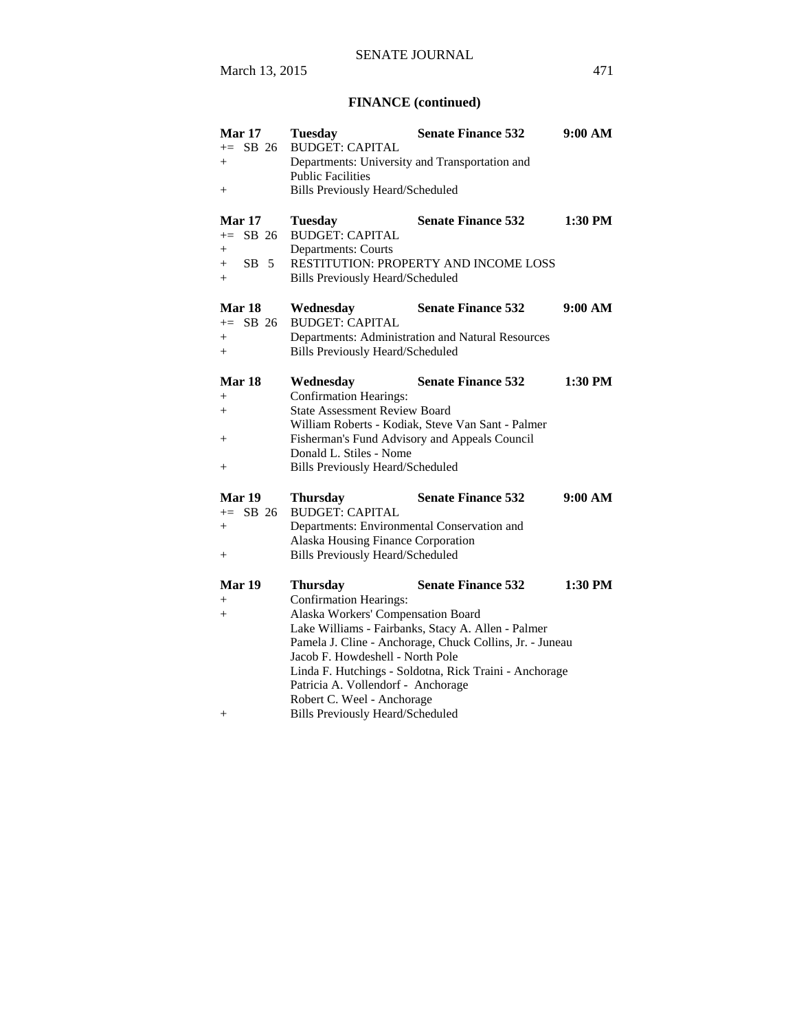## FINANCE (continued)

**Mar 17** **Tuesday** **Senate Finance 532** **9:00 AM**
+= SB 26 BUDGET: CAPITAL
+ Departments: University and Transportation and Public Facilities
+ Bills Previously Heard/Scheduled

**Mar 17** **Tuesday** **Senate Finance 532** **1:30 PM**
+= SB 26 BUDGET: CAPITAL
+ Departments: Courts
+ SB 5 RESTITUTION: PROPERTY AND INCOME LOSS
+ Bills Previously Heard/Scheduled

**Mar 18** **Wednesday** **Senate Finance 532** **9:00 AM**
+= SB 26 BUDGET: CAPITAL
+ Departments: Administration and Natural Resources
+ Bills Previously Heard/Scheduled

**Mar 18** **Wednesday** **Senate Finance 532** **1:30 PM**
+ Confirmation Hearings:
+ State Assessment Review Board
William Roberts - Kodiak, Steve Van Sant - Palmer
+ Fisherman's Fund Advisory and Appeals Council
Donald L. Stiles - Nome
+ Bills Previously Heard/Scheduled

**Mar 19** **Thursday** **Senate Finance 532** **9:00 AM**
+= SB 26 BUDGET: CAPITAL
+ Departments: Environmental Conservation and Alaska Housing Finance Corporation
+ Bills Previously Heard/Scheduled

**Mar 19** **Thursday** **Senate Finance 532** **1:30 PM**
+ Confirmation Hearings:
+ Alaska Workers' Compensation Board
Lake Williams - Fairbanks, Stacy A. Allen - Palmer
Pamela J. Cline - Anchorage, Chuck Collins, Jr. - Juneau
Jacob F. Howdeshell - North Pole
Linda F. Hutchings - Soldotna, Rick Traini - Anchorage
Patricia A. Vollendorf - Anchorage
Robert C. Weel - Anchorage
+ Bills Previously Heard/Scheduled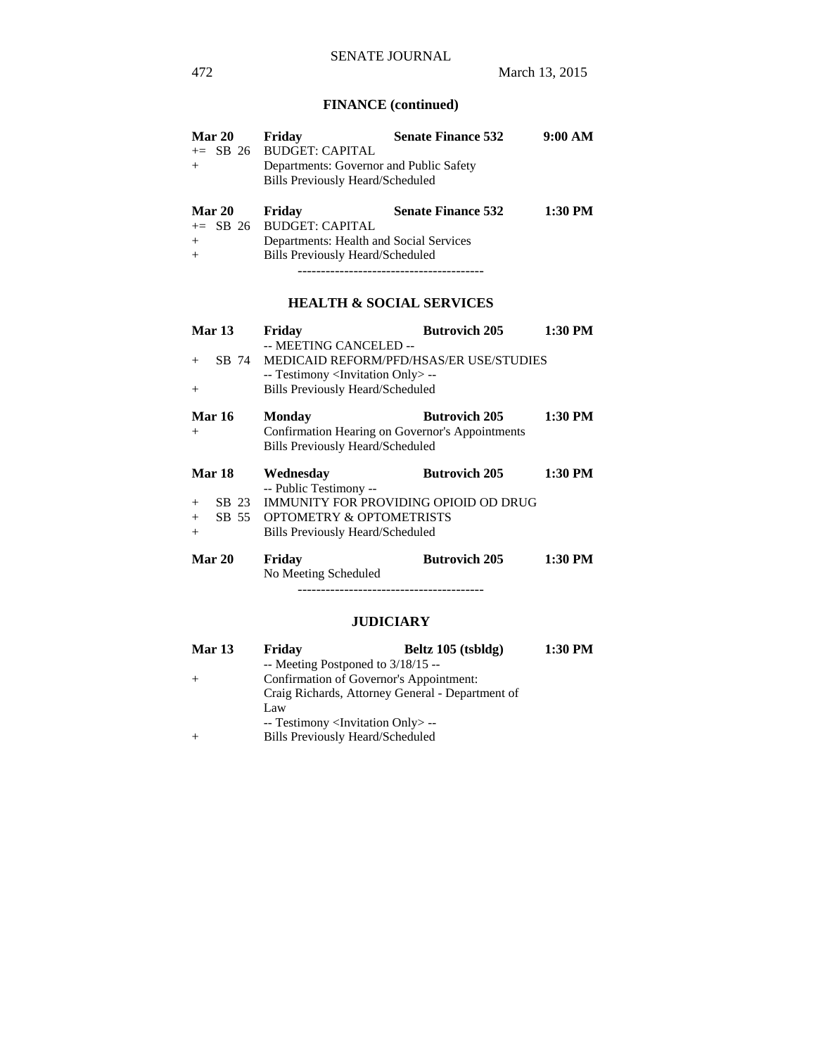## FINANCE (continued)

**Mar 20** **Friday** **Senate Finance 532** **9:00 AM**
+= SB 26 BUDGET: CAPITAL
+ Departments: Governor and Public Safety
Bills Previously Heard/Scheduled

**Mar 20** **Friday** **Senate Finance 532** **1:30 PM**
+= SB 26 BUDGET: CAPITAL
+ Departments: Health and Social Services
+ Bills Previously Heard/Scheduled

----------------------------------------

## HEALTH & SOCIAL SERVICES

**Mar 13** **Friday** **Butrovich 205** **1:30 PM**
-- MEETING CANCELED --
+ SB 74 MEDICAID REFORM/PFD/HSAS/ER USE/STUDIES
-- Testimony <Invitation Only> --
+ Bills Previously Heard/Scheduled

**Mar 16** **Monday** **Butrovich 205** **1:30 PM**
+ Confirmation Hearing on Governor's Appointments
Bills Previously Heard/Scheduled

**Mar 18** **Wednesday** **Butrovich 205** **1:30 PM**
-- Public Testimony --
+ SB 23 IMMUNITY FOR PROVIDING OPIOID OD DRUG
+ SB 55 OPTOMETRY & OPTOMETRISTS
+ Bills Previously Heard/Scheduled

**Mar 20** **Friday** **Butrovich 205** **1:30 PM**
No Meeting Scheduled

----------------------------------------

## JUDICIARY

**Mar 13** **Friday** **Beltz 105 (tsbldg)** **1:30 PM**
-- Meeting Postponed to 3/18/15 --
+ Confirmation of Governor's Appointment:
Craig Richards, Attorney General - Department of Law
-- Testimony <Invitation Only> --
+ Bills Previously Heard/Scheduled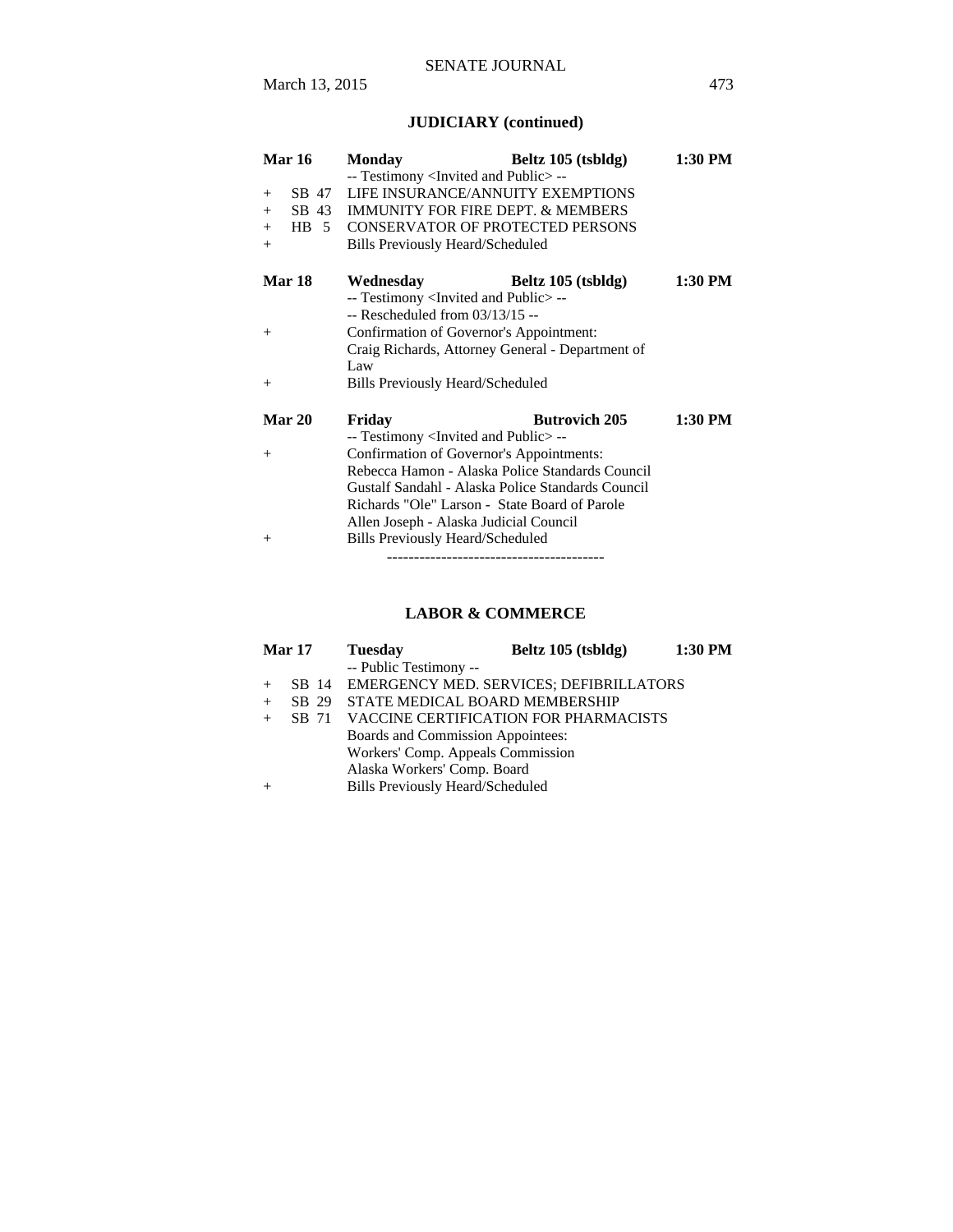## JUDICIARY (continued)

**Mar 16** **Monday** **Beltz 105 (tsbldg)** **1:30 PM**

-- Testimony <Invited and Public> --

\+ SB 47 LIFE INSURANCE/ANNUITY EXEMPTIONS
\+ SB 43 IMMUNITY FOR FIRE DEPT. & MEMBERS
\+ HB 5 CONSERVATOR OF PROTECTED PERSONS
\+ Bills Previously Heard/Scheduled

**Mar 18** **Wednesday** **Beltz 105 (tsbldg)** **1:30 PM**

-- Testimony <Invited and Public> --
-- Rescheduled from 03/13/15 --

\+ Confirmation of Governor's Appointment:
Craig Richards, Attorney General - Department of Law
\+ Bills Previously Heard/Scheduled

**Mar 20** **Friday** **Butrovich 205** **1:30 PM**

-- Testimony <Invited and Public> --

\+ Confirmation of Governor's Appointments:
Rebecca Hamon - Alaska Police Standards Council
Gustalf Sandahl - Alaska Police Standards Council
Richards "Ole" Larson - State Board of Parole
Allen Joseph - Alaska Judicial Council
\+ Bills Previously Heard/Scheduled

----------------------------------------

## LABOR & COMMERCE

**Mar 17** **Tuesday** **Beltz 105 (tsbldg)** **1:30 PM**

-- Public Testimony --

\+ SB 14 EMERGENCY MED. SERVICES; DEFIBRILLATORS
\+ SB 29 STATE MEDICAL BOARD MEMBERSHIP
\+ SB 71 VACCINE CERTIFICATION FOR PHARMACISTS
Boards and Commission Appointees:
Workers' Comp. Appeals Commission
Alaska Workers' Comp. Board
\+ Bills Previously Heard/Scheduled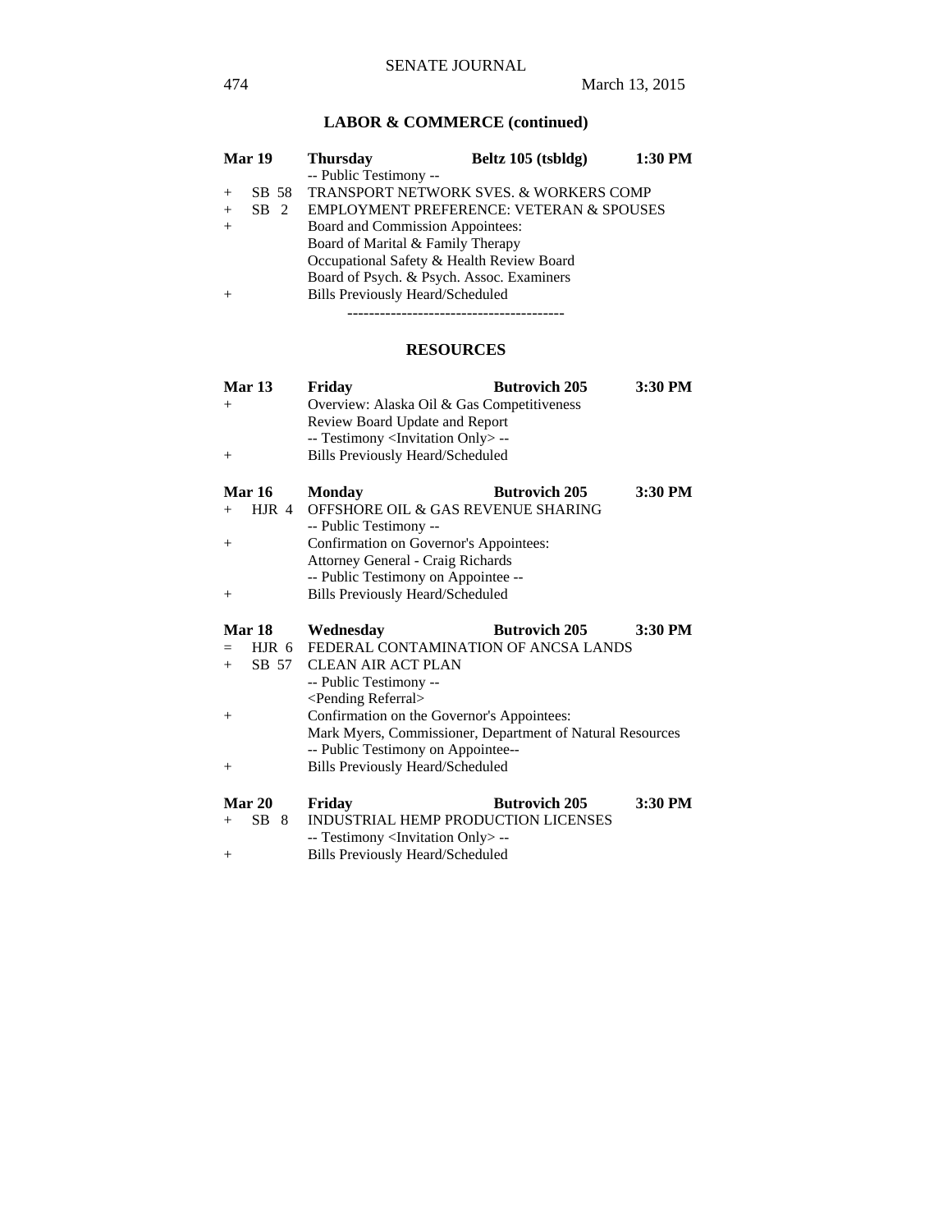## LABOR & COMMERCE (continued)

| | | | | |
|---|---|---|---|---|
| **Mar 19** | | **Thursday** | **Beltz 105 (tsbldg)** | **1:30 PM** |
| | | -- Public Testimony -- | | |
| + | SB 58 | TRANSPORT NETWORK SVES. & WORKERS COMP | | |
| + | SB 2 | EMPLOYMENT PREFERENCE: VETERAN & SPOUSES | | |
| + | | Board and Commission Appointees: | | |
| | | Board of Marital & Family Therapy | | |
| | | Occupational Safety & Health Review Board | | |
| | | Board of Psych. & Psych. Assoc. Examiners | | |
| + | | Bills Previously Heard/Scheduled | | |

----------------------------------------

## RESOURCES

| | | | | |
|---|---|---|---|---|
| **Mar 13** | | **Friday** | **Butrovich 205** | **3:30 PM** |
| + | | Overview: Alaska Oil & Gas Competitiveness | | |
| | | Review Board Update and Report | | |
| | | -- Testimony <Invitation Only> -- | | |
| + | | Bills Previously Heard/Scheduled | | |
| | | | | |
| **Mar 16** | | **Monday** | **Butrovich 205** | **3:30 PM** |
| + | HJR 4 | OFFSHORE OIL & GAS REVENUE SHARING | | |
| | | -- Public Testimony -- | | |
| + | | Confirmation on Governor's Appointees: | | |
| | | Attorney General - Craig Richards | | |
| | | -- Public Testimony on Appointee -- | | |
| + | | Bills Previously Heard/Scheduled | | |
| | | | | |
| **Mar 18** | | **Wednesday** | **Butrovich 205** | **3:30 PM** |
| = | HJR 6 | FEDERAL CONTAMINATION OF ANCSA LANDS | | |
| + | SB 57 | CLEAN AIR ACT PLAN | | |
| | | -- Public Testimony -- | | |
| | | <Pending Referral> | | |
| + | | Confirmation on the Governor's Appointees: | | |
| | | Mark Myers, Commissioner, Department of Natural Resources | | |
| | | -- Public Testimony on Appointee-- | | |
| + | | Bills Previously Heard/Scheduled | | |
| | | | | |
| **Mar 20** | | **Friday** | **Butrovich 205** | **3:30 PM** |
| + | SB 8 | INDUSTRIAL HEMP PRODUCTION LICENSES | | |
| | | -- Testimony <Invitation Only> -- | | |
| + | | Bills Previously Heard/Scheduled | | |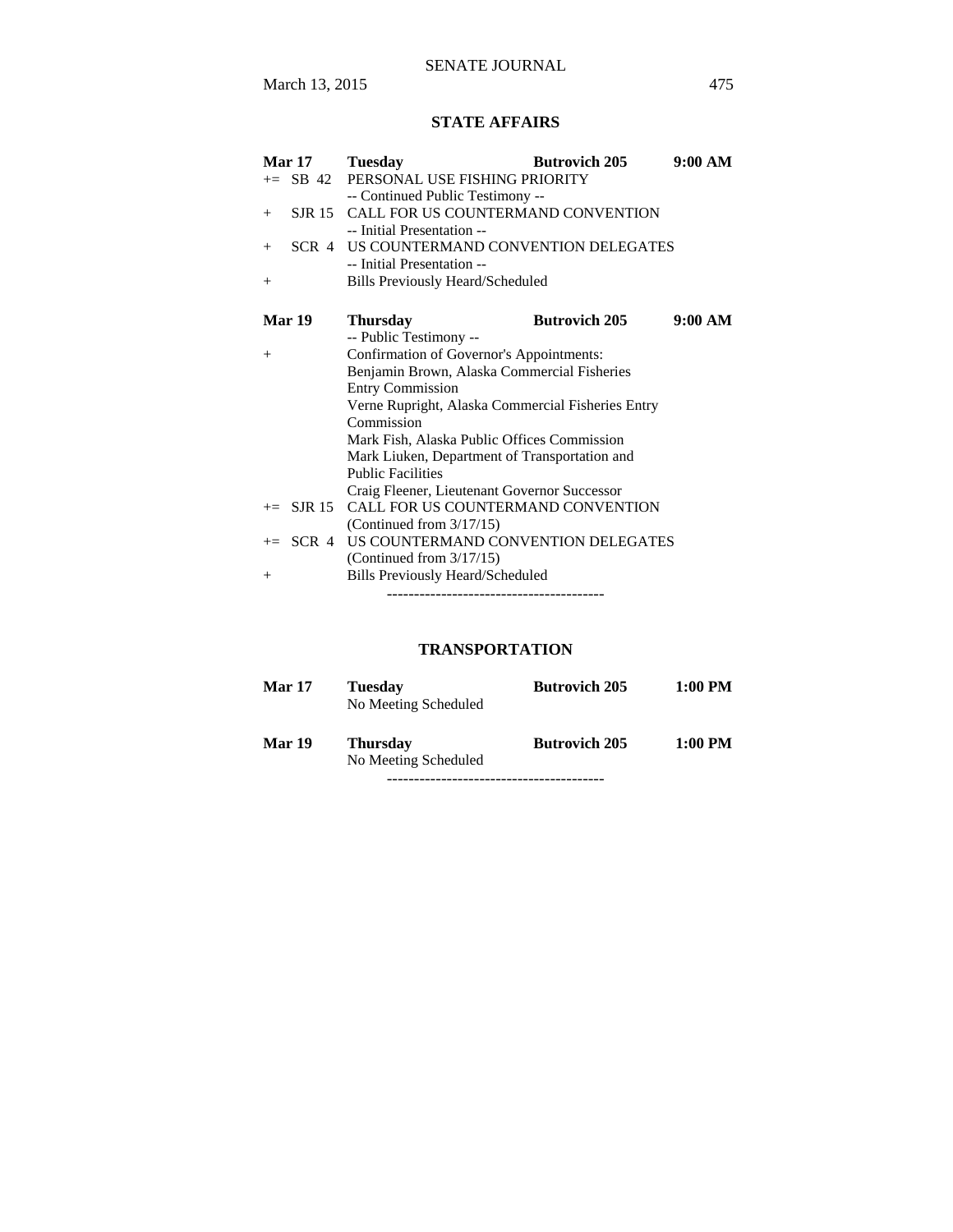## STATE AFFAIRS

**Mar 17** **Tuesday** **Butrovich 205** **9:00 AM**

+= SB 42 PERSONAL USE FISHING PRIORITY
-- Continued Public Testimony --

\+ SJR 15 CALL FOR US COUNTERMAND CONVENTION
-- Initial Presentation --

\+ SCR 4 US COUNTERMAND CONVENTION DELEGATES
-- Initial Presentation --

\+ Bills Previously Heard/Scheduled

**Mar 19** **Thursday** **Butrovich 205** **9:00 AM**

-- Public Testimony --

\+ Confirmation of Governor's Appointments:
Benjamin Brown, Alaska Commercial Fisheries Entry Commission
Verne Rupright, Alaska Commercial Fisheries Entry Commission
Mark Fish, Alaska Public Offices Commission
Mark Liuken, Department of Transportation and Public Facilities
Craig Fleener, Lieutenant Governor Successor

+= SJR 15 CALL FOR US COUNTERMAND CONVENTION
(Continued from 3/17/15)

+= SCR 4 US COUNTERMAND CONVENTION DELEGATES
(Continued from 3/17/15)

\+ Bills Previously Heard/Scheduled

----------------------------------------

## TRANSPORTATION

**Mar 17** **Tuesday** **Butrovich 205** **1:00 PM**
No Meeting Scheduled

**Mar 19** **Thursday** **Butrovich 205** **1:00 PM**
No Meeting Scheduled

----------------------------------------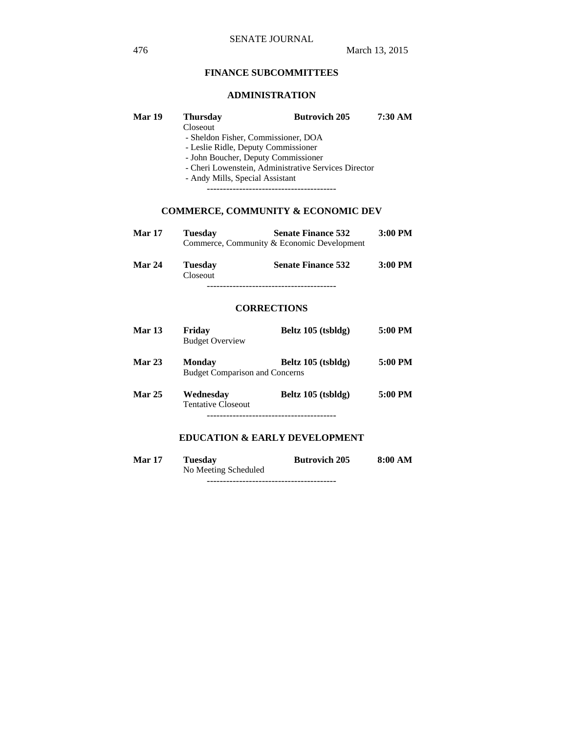## FINANCE SUBCOMMITTEES

### ADMINISTRATION

| | | | |
|---|---|---|---|
| **Mar 19** | **Thursday** | **Butrovich 205** | **7:30 AM** |

Closeout
- Sheldon Fisher, Commissioner, DOA
- Leslie Ridle, Deputy Commissioner
- John Boucher, Deputy Commissioner
- Cheri Lowenstein, Administrative Services Director
- Andy Mills, Special Assistant

----------------------------------------

### COMMERCE, COMMUNITY & ECONOMIC DEV

| | | | |
|---|---|---|---|
| **Mar 17** | **Tuesday** | **Senate Finance 532** | **3:00 PM** |

Commerce, Community & Economic Development

| | | | |
|---|---|---|---|
| **Mar 24** | **Tuesday** | **Senate Finance 532** | **3:00 PM** |

Closeout

----------------------------------------

### CORRECTIONS

| | | | |
|---|---|---|---|
| **Mar 13** | **Friday** | **Beltz 105 (tsbldg)** | **5:00 PM** |

Budget Overview

| | | | |
|---|---|---|---|
| **Mar 23** | **Monday** | **Beltz 105 (tsbldg)** | **5:00 PM** |

Budget Comparison and Concerns

| | | | |
|---|---|---|---|
| **Mar 25** | **Wednesday** | **Beltz 105 (tsbldg)** | **5:00 PM** |

Tentative Closeout

----------------------------------------

### EDUCATION & EARLY DEVELOPMENT

| | | | |
|---|---|---|---|
| **Mar 17** | **Tuesday** | **Butrovich 205** | **8:00 AM** |

No Meeting Scheduled

----------------------------------------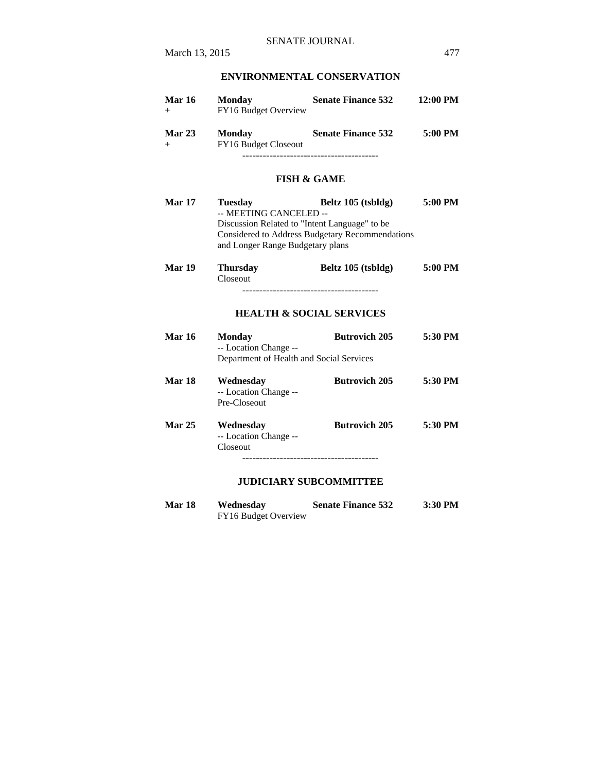## ENVIRONMENTAL CONSERVATION

| | | | |
|---|---|---|---|
| **Mar 16** | **Monday** | **Senate Finance 532** | **12:00 PM** |
| + | FY16 Budget Overview | | |
| **Mar 23** | **Monday** | **Senate Finance 532** | **5:00 PM** |
| + | FY16 Budget Closeout | | |

----------------------------------------

## FISH & GAME

| | | | |
|---|---|---|---|
| **Mar 17** | **Tuesday** | **Beltz 105 (tsbldg)** | **5:00 PM** |
| | -- MEETING CANCELED -- Discussion Related to "Intent Language" to be Considered to Address Budgetary Recommendations and Longer Range Budgetary plans | | |
| **Mar 19** | **Thursday** | **Beltz 105 (tsbldg)** | **5:00 PM** |
| | Closeout | | |

----------------------------------------

## HEALTH & SOCIAL SERVICES

| | | | |
|---|---|---|---|
| **Mar 16** | **Monday** | **Butrovich 205** | **5:30 PM** |
| | -- Location Change -- Department of Health and Social Services | | |
| **Mar 18** | **Wednesday** | **Butrovich 205** | **5:30 PM** |
| | -- Location Change -- Pre-Closeout | | |
| **Mar 25** | **Wednesday** | **Butrovich 205** | **5:30 PM** |
| | -- Location Change -- Closeout | | |

----------------------------------------

## JUDICIARY SUBCOMMITTEE

| | | | |
|---|---|---|---|
| **Mar 18** | **Wednesday** | **Senate Finance 532** | **3:30 PM** |
| | FY16 Budget Overview | | |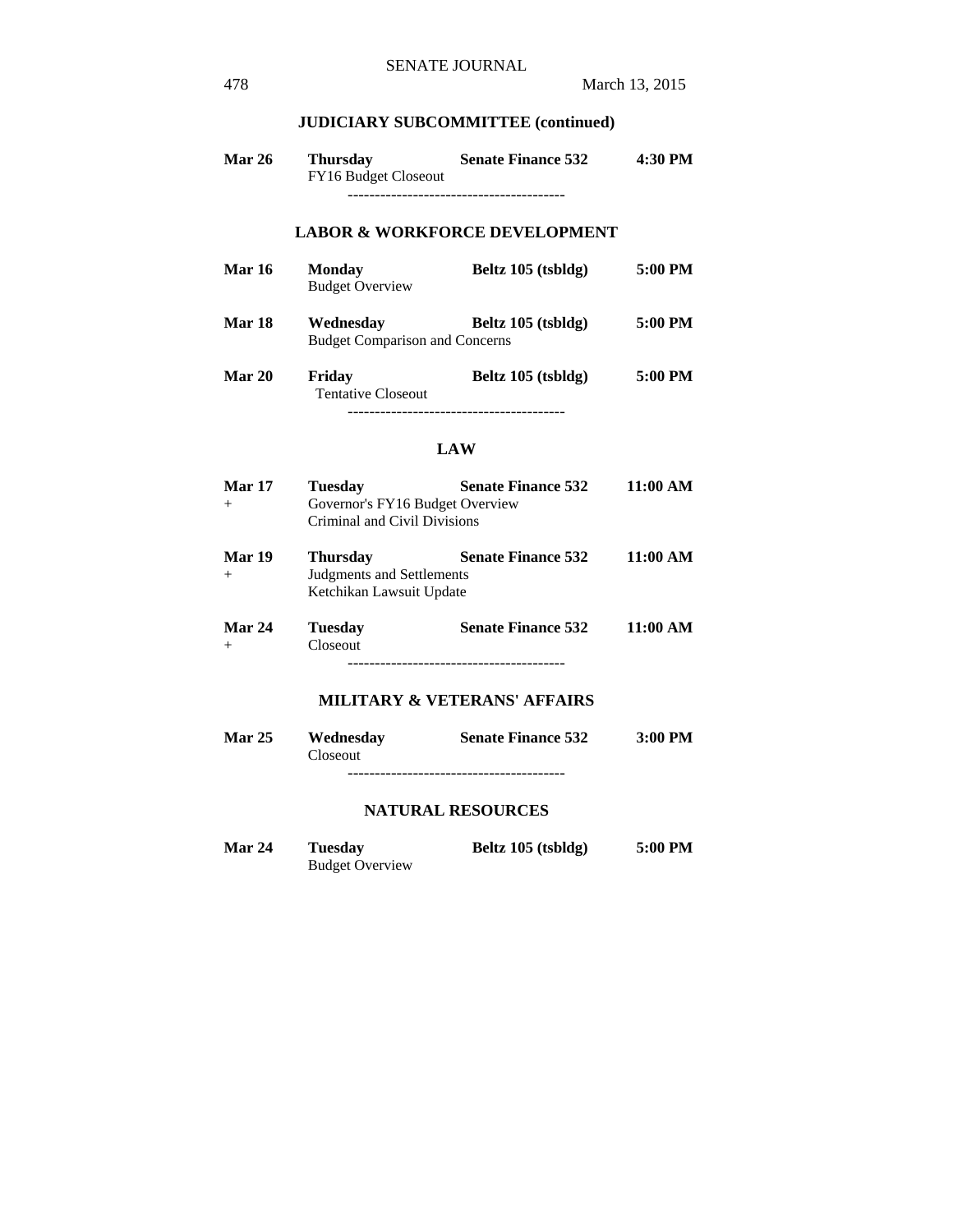## JUDICIARY SUBCOMMITTEE (continued)

**Mar 26** **Thursday** **Senate Finance 532** **4:30 PM**
FY16 Budget Closeout

----------------------------------------

## LABOR & WORKFORCE DEVELOPMENT

**Mar 16** **Monday** **Beltz 105 (tsbldg)** **5:00 PM**
Budget Overview

**Mar 18** **Wednesday** **Beltz 105 (tsbldg)** **5:00 PM**
Budget Comparison and Concerns

**Mar 20** **Friday** **Beltz 105 (tsbldg)** **5:00 PM**
Tentative Closeout

----------------------------------------

## LAW

**Mar 17** **Tuesday** **Senate Finance 532** **11:00 AM**
+ Governor's FY16 Budget Overview
Criminal and Civil Divisions

**Mar 19** **Thursday** **Senate Finance 532** **11:00 AM**
+ Judgments and Settlements
Ketchikan Lawsuit Update

**Mar 24** **Tuesday** **Senate Finance 532** **11:00 AM**
+ Closeout

----------------------------------------

## MILITARY & VETERANS' AFFAIRS

**Mar 25** **Wednesday** **Senate Finance 532** **3:00 PM**
Closeout

----------------------------------------

## NATURAL RESOURCES

**Mar 24** **Tuesday** **Beltz 105 (tsbldg)** **5:00 PM**
Budget Overview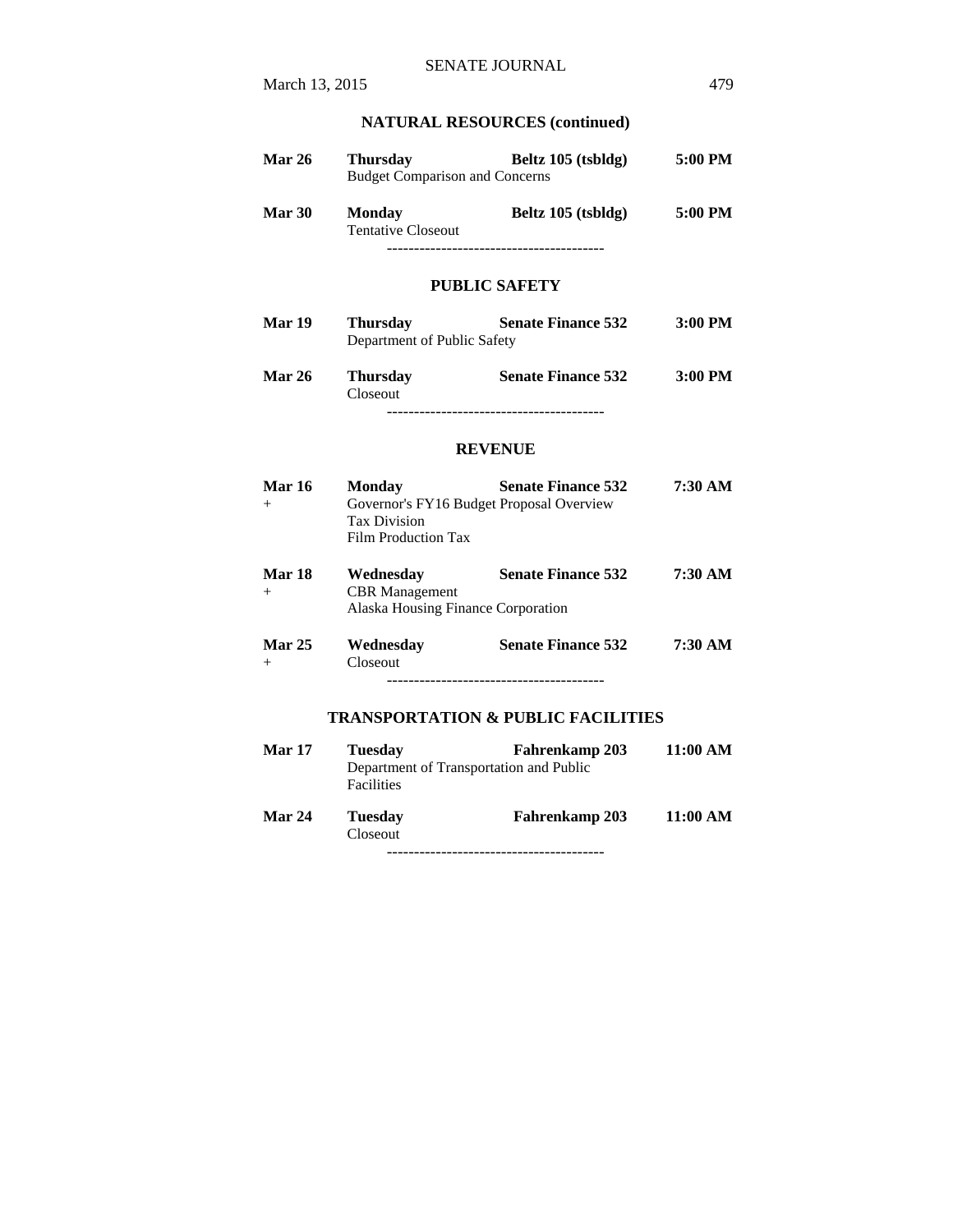## NATURAL RESOURCES (continued)

| | | | |
|---|---|---|---|
| **Mar 26** | **Thursday**<br>Budget Comparison and Concerns | **Beltz 105 (tsbldg)** | **5:00 PM** |
| **Mar 30** | **Monday**<br>Tentative Closeout | **Beltz 105 (tsbldg)** | **5:00 PM** |

----------------------------------------

## PUBLIC SAFETY

| | | | |
|---|---|---|---|
| **Mar 19** | **Thursday**<br>Department of Public Safety | **Senate Finance 532** | **3:00 PM** |
| **Mar 26** | **Thursday**<br>Closeout | **Senate Finance 532** | **3:00 PM** |

----------------------------------------

## REVENUE

| | | | |
|---|---|---|---|
| **Mar 16**<br>+ | **Monday**<br>Governor's FY16 Budget Proposal Overview<br>Tax Division<br>Film Production Tax | **Senate Finance 532** | **7:30 AM** |
| **Mar 18**<br>+ | **Wednesday**<br>CBR Management<br>Alaska Housing Finance Corporation | **Senate Finance 532** | **7:30 AM** |
| **Mar 25**<br>+ | **Wednesday**<br>Closeout | **Senate Finance 532** | **7:30 AM** |

----------------------------------------

## TRANSPORTATION & PUBLIC FACILITIES

| | | | |
|---|---|---|---|
| **Mar 17** | **Tuesday**<br>Department of Transportation and Public Facilities | **Fahrenkamp 203** | **11:00 AM** |
| **Mar 24** | **Tuesday**<br>Closeout | **Fahrenkamp 203** | **11:00 AM** |

----------------------------------------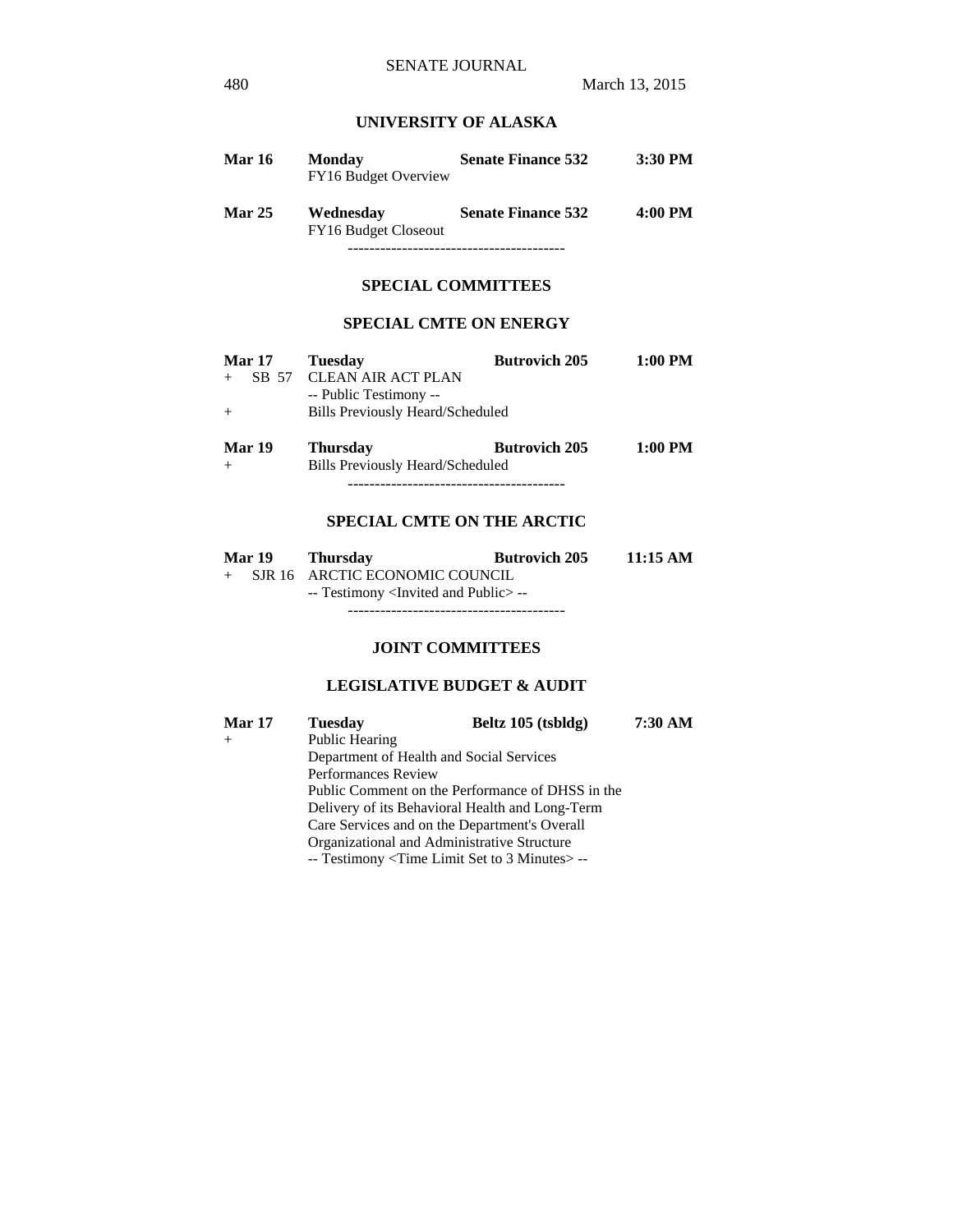## UNIVERSITY OF ALASKA

| | | | |
|---|---|---|---|
| **Mar 16** | **Monday** | **Senate Finance 532** | **3:30 PM** |
| | FY16 Budget Overview | | |
| **Mar 25** | **Wednesday** | **Senate Finance 532** | **4:00 PM** |
| | FY16 Budget Closeout | | |

----------------------------------------

## SPECIAL COMMITTEES

### SPECIAL CMTE ON ENERGY

| | | | |
|---|---|---|---|
| **Mar 17** | **Tuesday** | **Butrovich 205** | **1:00 PM** |
| + SB 57 | CLEAN AIR ACT PLAN | | |
| | -- Public Testimony -- | | |
| + | Bills Previously Heard/Scheduled | | |
| **Mar 19** | **Thursday** | **Butrovich 205** | **1:00 PM** |
| + | Bills Previously Heard/Scheduled | | |

----------------------------------------

### SPECIAL CMTE ON THE ARCTIC

| | | | |
|---|---|---|---|
| **Mar 19** | **Thursday** | **Butrovich 205** | **11:15 AM** |
| + SJR 16 | ARCTIC ECONOMIC COUNCIL | | |
| | -- Testimony <Invited and Public> -- | | |

----------------------------------------

## JOINT COMMITTEES

### LEGISLATIVE BUDGET & AUDIT

| | | | |
|---|---|---|---|
| **Mar 17** | **Tuesday** | **Beltz 105 (tsbldg)** | **7:30 AM** |
| + | Public Hearing<br>Department of Health and Social Services<br>Performances Review<br>Public Comment on the Performance of DHSS in the Delivery of its Behavioral Health and Long-Term Care Services and on the Department's Overall Organizational and Administrative Structure<br>-- Testimony <Time Limit Set to 3 Minutes> -- | | |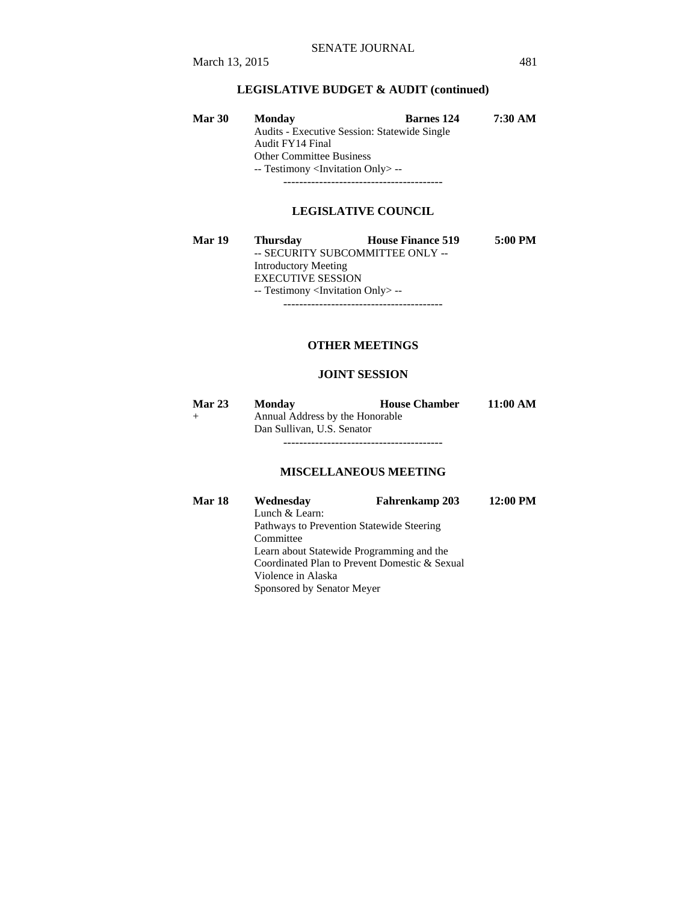### LEGISLATIVE BUDGET & AUDIT (continued)

| | | | |
|---|---|---|---|
| **Mar 30** | **Monday** | **Barnes 124** | **7:30 AM** |
| | Audits - Executive Session: Statewide Single Audit FY14 Final<br>Other Committee Business<br>-- Testimony <Invitation Only> -- | | |

----------------------------------------

### LEGISLATIVE COUNCIL

| | | | |
|---|---|---|---|
| **Mar 19** | **Thursday** | **House Finance 519** | **5:00 PM** |
| | -- SECURITY SUBCOMMITTEE ONLY --<br>Introductory Meeting<br>EXECUTIVE SESSION<br>-- Testimony <Invitation Only> -- | | |

----------------------------------------

## OTHER MEETINGS

### JOINT SESSION

| | | | |
|---|---|---|---|
| **Mar 23** | **Monday** | **House Chamber** | **11:00 AM** |
| + | Annual Address by the Honorable Dan Sullivan, U.S. Senator | | |

----------------------------------------

### MISCELLANEOUS MEETING

| | | | |
|---|---|---|---|
| **Mar 18** | **Wednesday** | **Fahrenkamp 203** | **12:00 PM** |
| | Lunch & Learn:<br>Pathways to Prevention Statewide Steering Committee<br>Learn about Statewide Programming and the Coordinated Plan to Prevent Domestic & Sexual Violence in Alaska<br>Sponsored by Senator Meyer | | |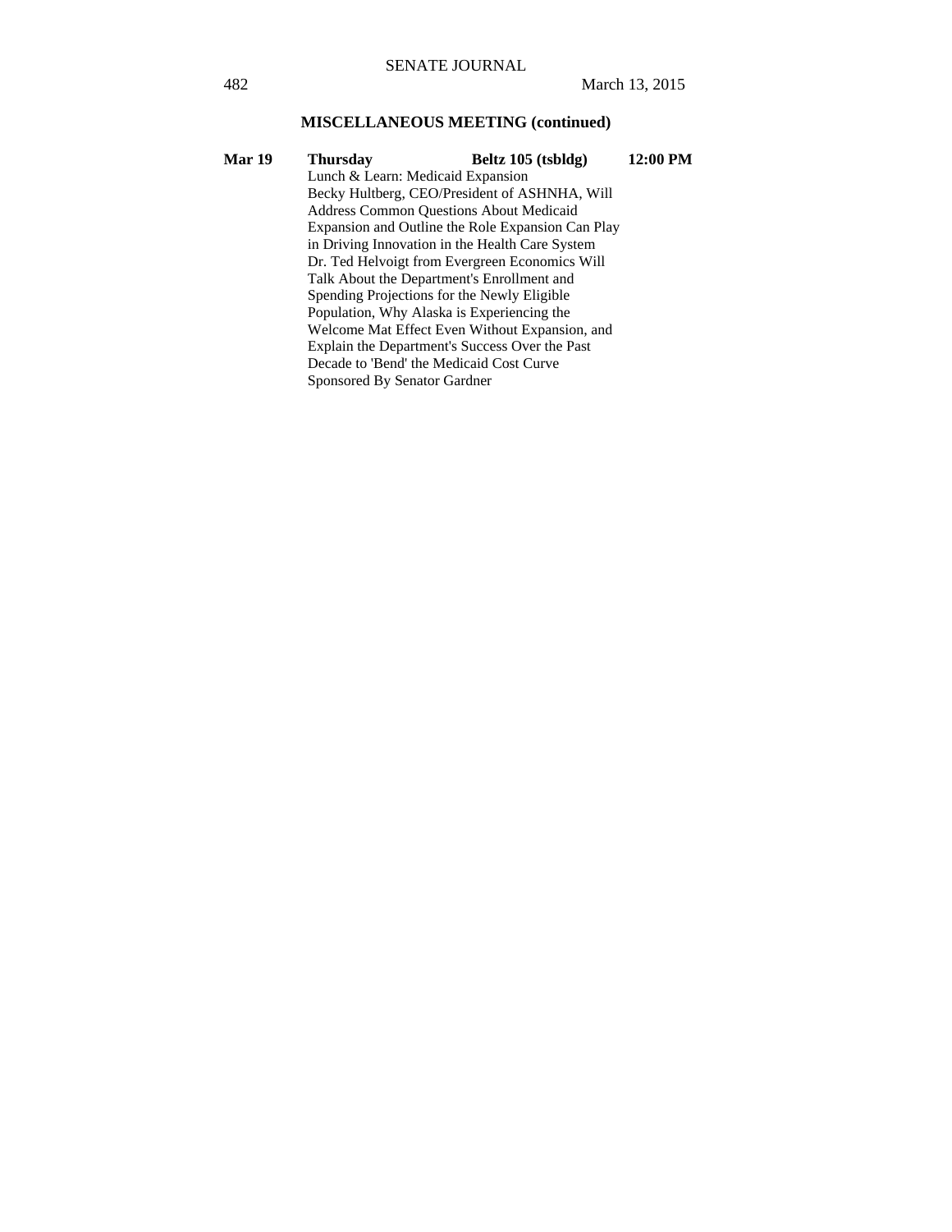## MISCELLANEOUS MEETING (continued)

| | | | |
|---|---|---|---|
| **Mar 19** | **Thursday** | **Beltz 105 (tsbldg)** | **12:00 PM** |

Lunch & Learn: Medicaid Expansion
Becky Hultberg, CEO/President of ASHNHA, Will Address Common Questions About Medicaid Expansion and Outline the Role Expansion Can Play in Driving Innovation in the Health Care System
Dr. Ted Helvoigt from Evergreen Economics Will Talk About the Department's Enrollment and Spending Projections for the Newly Eligible Population, Why Alaska is Experiencing the Welcome Mat Effect Even Without Expansion, and Explain the Department's Success Over the Past Decade to 'Bend' the Medicaid Cost Curve
Sponsored By Senator Gardner